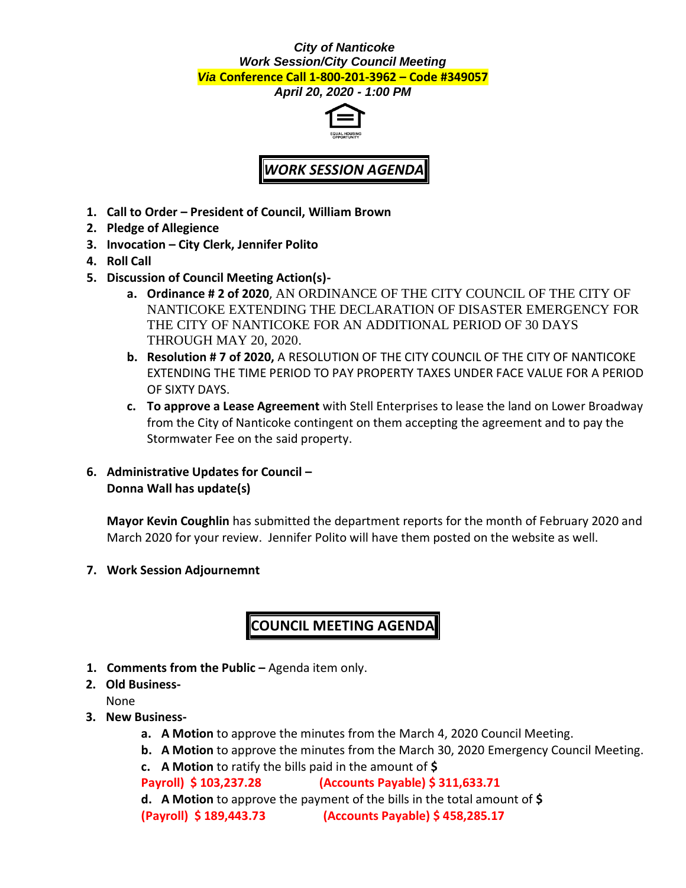***City of Nanticoke***
***Work Session/City Council Meeting***
***Via* Conference Call 1-800-201-3962 – Code #349057**
***April 20, 2020 - 1:00 PM***

EQUAL HOUSING OPPORTUNITY

# *WORK SESSION AGENDA*

1. **Call to Order – President of Council, William Brown**
2. **Pledge of Allegience**
3. **Invocation – City Clerk, Jennifer Polito**
4. **Roll Call**
5. **Discussion of Council Meeting Action(s)-**
   a. **Ordinance # 2 of 2020**, AN ORDINANCE OF THE CITY COUNCIL OF THE CITY OF NANTICOKE EXTENDING THE DECLARATION OF DISASTER EMERGENCY FOR THE CITY OF NANTICOKE FOR AN ADDITIONAL PERIOD OF 30 DAYS THROUGH MAY 20, 2020.
   b. **Resolution # 7 of 2020,** A RESOLUTION OF THE CITY COUNCIL OF THE CITY OF NANTICOKE EXTENDING THE TIME PERIOD TO PAY PROPERTY TAXES UNDER FACE VALUE FOR A PERIOD OF SIXTY DAYS.
   c. **To approve a Lease Agreement** with Stell Enterprises to lease the land on Lower Broadway from the City of Nanticoke contingent on them accepting the agreement and to pay the Stormwater Fee on the said property.
6. **Administrative Updates for Council –**
   **Donna Wall has update(s)**

   **Mayor Kevin Coughlin** has submitted the department reports for the month of February 2020 and March 2020 for your review. Jennifer Polito will have them posted on the website as well.
7. **Work Session Adjournemnt**

# COUNCIL MEETING AGENDA

1. **Comments from the Public –** Agenda item only.
2. **Old Business-**
   None
3. **New Business-**
   a. **A Motion** to approve the minutes from the March 4, 2020 Council Meeting.
   b. **A Motion** to approve the minutes from the March 30, 2020 Emergency Council Meeting.
   c. **A Motion** to ratify the bills paid in the amount of **$**
   **Payroll) $ 103,237.28** **(Accounts Payable) $ 311,633.71**
   d. **A Motion** to approve the payment of the bills in the total amount of **$**
   **(Payroll) $ 189,443.73** **(Accounts Payable) $ 458,285.17**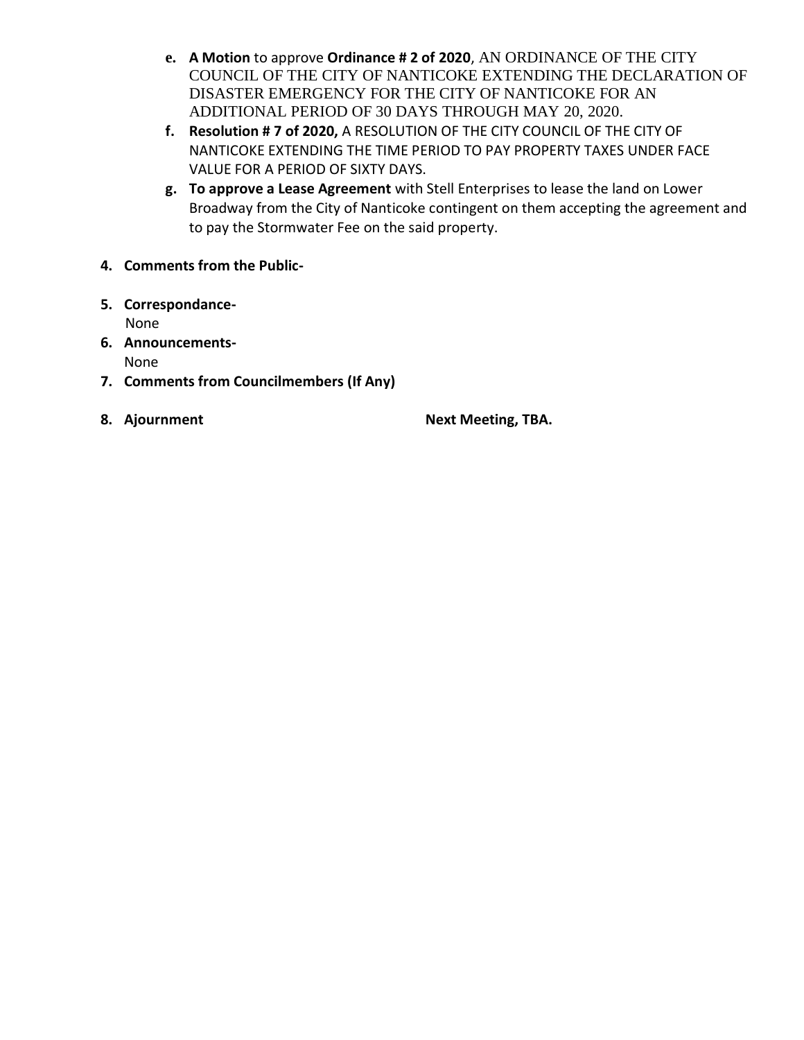e. **A Motion** to approve **Ordinance # 2 of 2020**, AN ORDINANCE OF THE CITY COUNCIL OF THE CITY OF NANTICOKE EXTENDING THE DECLARATION OF DISASTER EMERGENCY FOR THE CITY OF NANTICOKE FOR AN ADDITIONAL PERIOD OF 30 DAYS THROUGH MAY 20, 2020.

f. **Resolution # 7 of 2020,** A RESOLUTION OF THE CITY COUNCIL OF THE CITY OF NANTICOKE EXTENDING THE TIME PERIOD TO PAY PROPERTY TAXES UNDER FACE VALUE FOR A PERIOD OF SIXTY DAYS.

g. **To approve a Lease Agreement** with Stell Enterprises to lease the land on Lower Broadway from the City of Nanticoke contingent on them accepting the agreement and to pay the Stormwater Fee on the said property.

4. **Comments from the Public-**

5. **Correspondance-**
   None

6. **Announcements-**
   None

7. **Comments from Councilmembers (If Any)**

8. **Ajournment** **Next Meeting, TBA.**